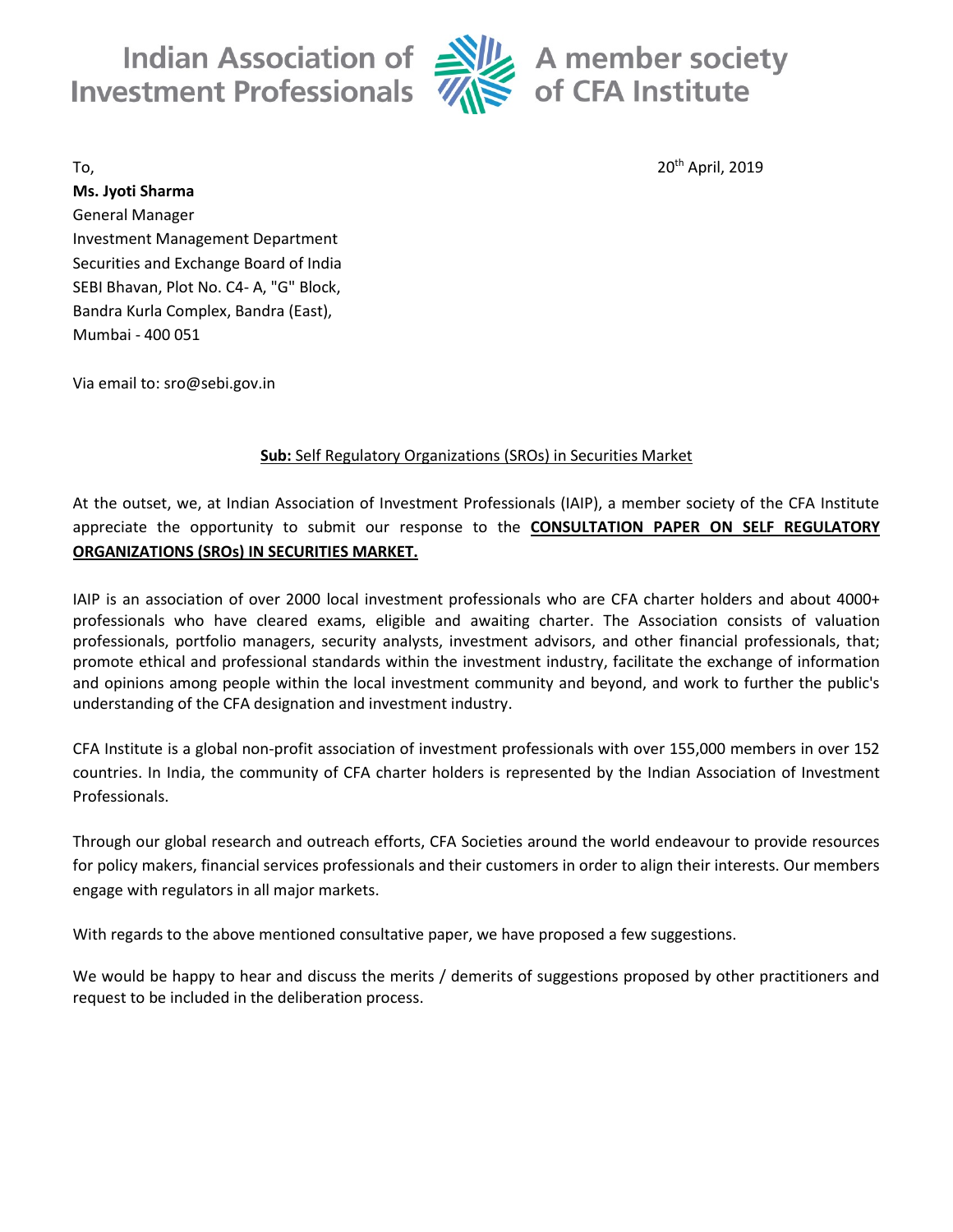Indian Association of Investment Professionals — A member society of CFA Institute

To,

**Ms. Jyoti Sharma**
General Manager
Investment Management Department
Securities and Exchange Board of India
SEBI Bhavan, Plot No. C4- A, "G" Block,
Bandra Kurla Complex, Bandra (East),
Mumbai - 400 051

20th April, 2019

Via email to: sro@sebi.gov.in

**Sub:** Self Regulatory Organizations (SROs) in Securities Market

At the outset, we, at Indian Association of Investment Professionals (IAIP), a member society of the CFA Institute appreciate the opportunity to submit our response to the **CONSULTATION PAPER ON SELF REGULATORY ORGANIZATIONS (SROs) IN SECURITIES MARKET.**

IAIP is an association of over 2000 local investment professionals who are CFA charter holders and about 4000+ professionals who have cleared exams, eligible and awaiting charter. The Association consists of valuation professionals, portfolio managers, security analysts, investment advisors, and other financial professionals, that; promote ethical and professional standards within the investment industry, facilitate the exchange of information and opinions among people within the local investment community and beyond, and work to further the public's understanding of the CFA designation and investment industry.

CFA Institute is a global non-profit association of investment professionals with over 155,000 members in over 152 countries. In India, the community of CFA charter holders is represented by the Indian Association of Investment Professionals.

Through our global research and outreach efforts, CFA Societies around the world endeavour to provide resources for policy makers, financial services professionals and their customers in order to align their interests. Our members engage with regulators in all major markets.

With regards to the above mentioned consultative paper, we have proposed a few suggestions.

We would be happy to hear and discuss the merits / demerits of suggestions proposed by other practitioners and request to be included in the deliberation process.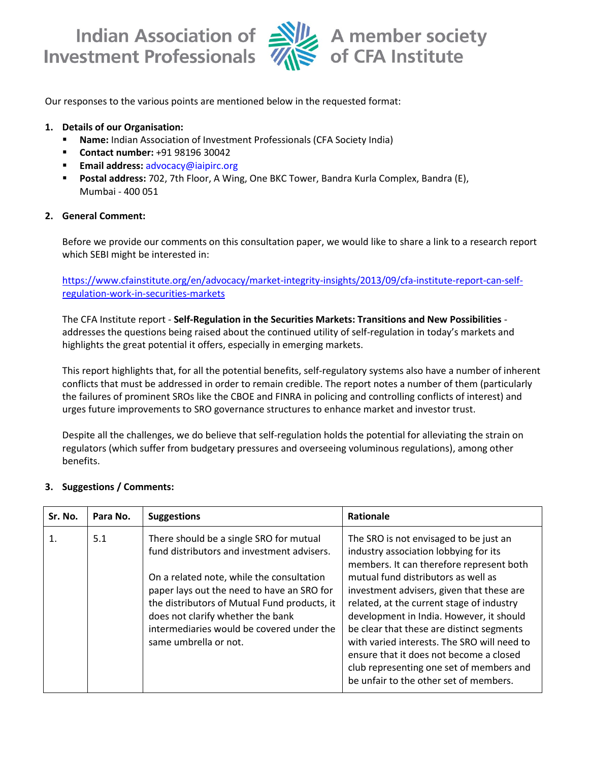Our responses to the various points are mentioned below in the requested format:

1. **Details of our Organisation:**
   - **Name:** Indian Association of Investment Professionals (CFA Society India)
   - **Contact number:** +91 98196 30042
   - **Email address:** advocacy@iaipirc.org
   - **Postal address:** 702, 7th Floor, A Wing, One BKC Tower, Bandra Kurla Complex, Bandra (E), Mumbai - 400 051

2. **General Comment:**

   Before we provide our comments on this consultation paper, we would like to share a link to a research report which SEBI might be interested in:

   https://www.cfainstitute.org/en/advocacy/market-integrity-insights/2013/09/cfa-institute-report-can-self-regulation-work-in-securities-markets

   The CFA Institute report - **Self-Regulation in the Securities Markets: Transitions and New Possibilities** - addresses the questions being raised about the continued utility of self-regulation in today's markets and highlights the great potential it offers, especially in emerging markets.

   This report highlights that, for all the potential benefits, self-regulatory systems also have a number of inherent conflicts that must be addressed in order to remain credible. The report notes a number of them (particularly the failures of prominent SROs like the CBOE and FINRA in policing and controlling conflicts of interest) and urges future improvements to SRO governance structures to enhance market and investor trust.

   Despite all the challenges, we do believe that self-regulation holds the potential for alleviating the strain on regulators (which suffer from budgetary pressures and overseeing voluminous regulations), among other benefits.

3. **Suggestions / Comments:**

| Sr. No. | Para No. | Suggestions | Rationale |
|---|---|---|---|
| 1. | 5.1 | There should be a single SRO for mutual fund distributors and investment advisers.<br><br>On a related note, while the consultation paper lays out the need to have an SRO for the distributors of Mutual Fund products, it does not clarify whether the bank intermediaries would be covered under the same umbrella or not. | The SRO is not envisaged to be just an industry association lobbying for its members. It can therefore represent both mutual fund distributors as well as investment advisers, given that these are related, at the current stage of industry development in India. However, it should be clear that these are distinct segments with varied interests. The SRO will need to ensure that it does not become a closed club representing one set of members and be unfair to the other set of members. |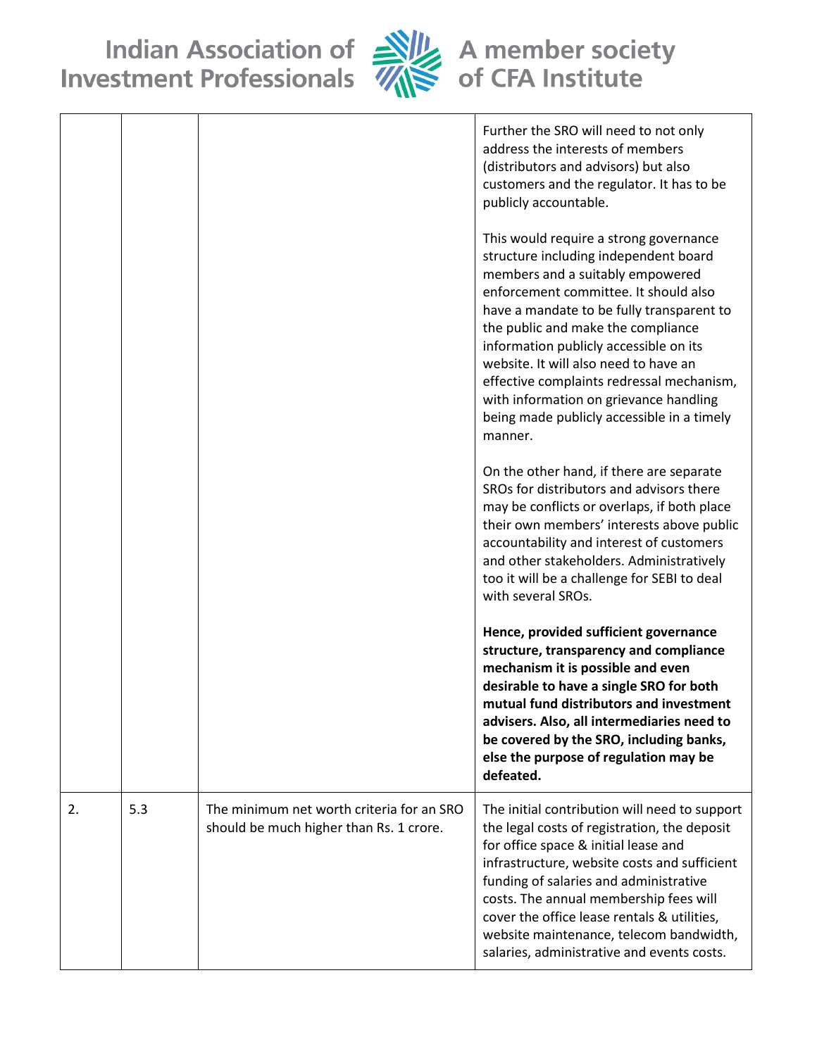| | | | |
|---|---|---|---|
| | | | Further the SRO will need to not only address the interests of members (distributors and advisors) but also customers and the regulator. It has to be publicly accountable.<br><br>This would require a strong governance structure including independent board members and a suitably empowered enforcement committee. It should also have a mandate to be fully transparent to the public and make the compliance information publicly accessible on its website. It will also need to have an effective complaints redressal mechanism, with information on grievance handling being made publicly accessible in a timely manner.<br><br>On the other hand, if there are separate SROs for distributors and advisors there may be conflicts or overlaps, if both place their own members' interests above public accountability and interest of customers and other stakeholders. Administratively too it will be a challenge for SEBI to deal with several SROs.<br><br>**Hence, provided sufficient governance structure, transparency and compliance mechanism it is possible and even desirable to have a single SRO for both mutual fund distributors and investment advisers. Also, all intermediaries need to be covered by the SRO, including banks, else the purpose of regulation may be defeated.** |
| 2. | 5.3 | The minimum net worth criteria for an SRO should be much higher than Rs. 1 crore. | The initial contribution will need to support the legal costs of registration, the deposit for office space & initial lease and infrastructure, website costs and sufficient funding of salaries and administrative costs. The annual membership fees will cover the office lease rentals & utilities, website maintenance, telecom bandwidth, salaries, administrative and events costs. |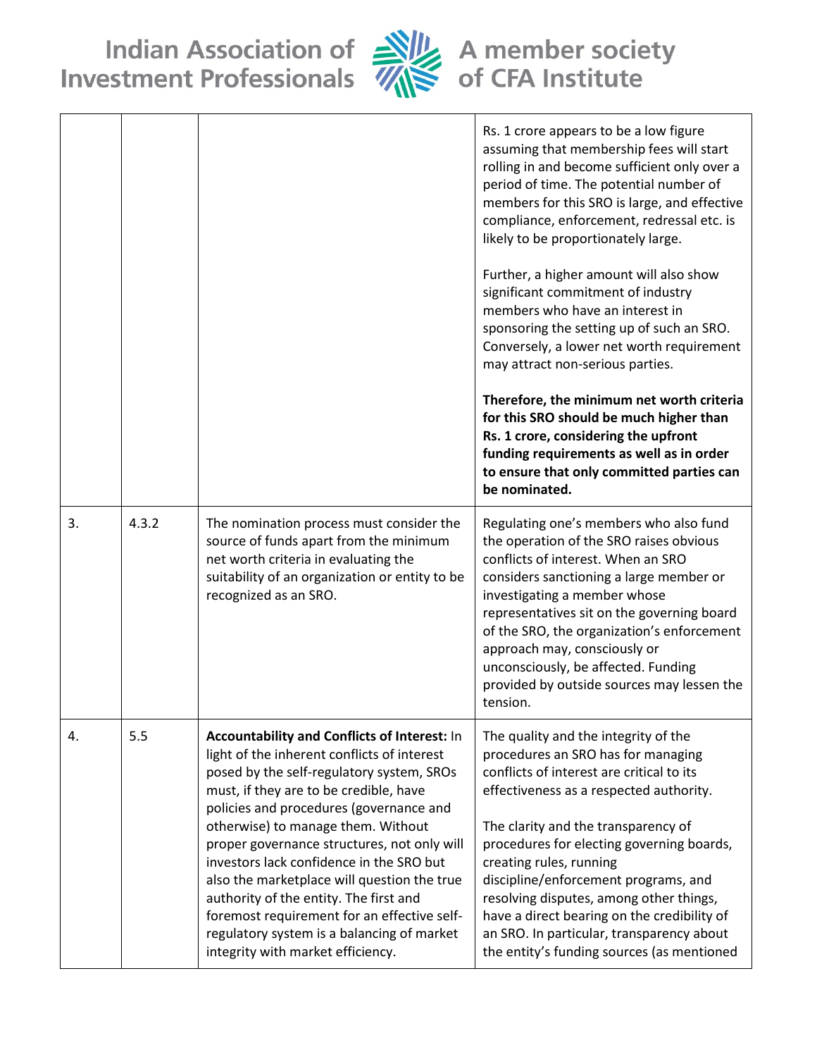| | | | Rs. 1 crore appears to be a low figure assuming that membership fees will start rolling in and become sufficient only over a period of time. The potential number of members for this SRO is large, and effective compliance, enforcement, redressal etc. is likely to be proportionately large.<br><br>Further, a higher amount will also show significant commitment of industry members who have an interest in sponsoring the setting up of such an SRO. Conversely, a lower net worth requirement may attract non-serious parties.<br><br>**Therefore, the minimum net worth criteria for this SRO should be much higher than Rs. 1 crore, considering the upfront funding requirements as well as in order to ensure that only committed parties can be nominated.** |
|---|---|---|---|
| 3. | 4.3.2 | The nomination process must consider the source of funds apart from the minimum net worth criteria in evaluating the suitability of an organization or entity to be recognized as an SRO. | Regulating one's members who also fund the operation of the SRO raises obvious conflicts of interest. When an SRO considers sanctioning a large member or investigating a member whose representatives sit on the governing board of the SRO, the organization's enforcement approach may, consciously or unconsciously, be affected. Funding provided by outside sources may lessen the tension. |
| 4. | 5.5 | **Accountability and Conflicts of Interest:** In light of the inherent conflicts of interest posed by the self-regulatory system, SROs must, if they are to be credible, have policies and procedures (governance and otherwise) to manage them. Without proper governance structures, not only will investors lack confidence in the SRO but also the marketplace will question the true authority of the entity. The first and foremost requirement for an effective self-regulatory system is a balancing of market integrity with market efficiency. | The quality and the integrity of the procedures an SRO has for managing conflicts of interest are critical to its effectiveness as a respected authority.<br><br>The clarity and the transparency of procedures for electing governing boards, creating rules, running discipline/enforcement programs, and resolving disputes, among other things, have a direct bearing on the credibility of an SRO. In particular, transparency about the entity's funding sources (as mentioned |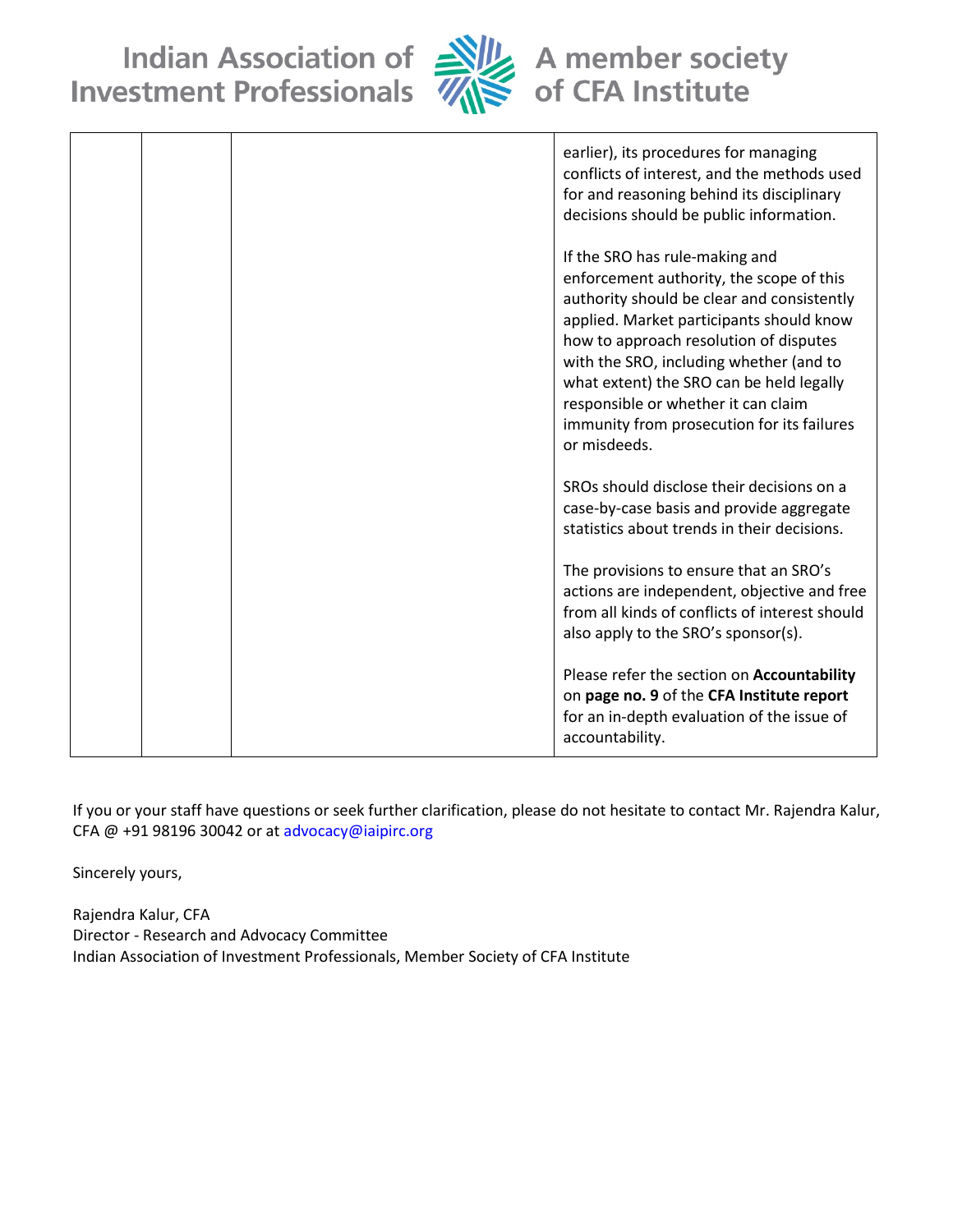| | | | |
|---|---|---|---|
| | | | earlier), its procedures for managing conflicts of interest, and the methods used for and reasoning behind its disciplinary decisions should be public information.<br><br>If the SRO has rule-making and enforcement authority, the scope of this authority should be clear and consistently applied. Market participants should know how to approach resolution of disputes with the SRO, including whether (and to what extent) the SRO can be held legally responsible or whether it can claim immunity from prosecution for its failures or misdeeds.<br><br>SROs should disclose their decisions on a case-by-case basis and provide aggregate statistics about trends in their decisions.<br><br>The provisions to ensure that an SRO's actions are independent, objective and free from all kinds of conflicts of interest should also apply to the SRO's sponsor(s).<br><br>Please refer the section on **Accountability** on **page no. 9** of the **CFA Institute report** for an in-depth evaluation of the issue of accountability. |

If you or your staff have questions or seek further clarification, please do not hesitate to contact Mr. Rajendra Kalur, CFA @ +91 98196 30042 or at advocacy@iaipirc.org

Sincerely yours,

Rajendra Kalur, CFA
Director - Research and Advocacy Committee
Indian Association of Investment Professionals, Member Society of CFA Institute